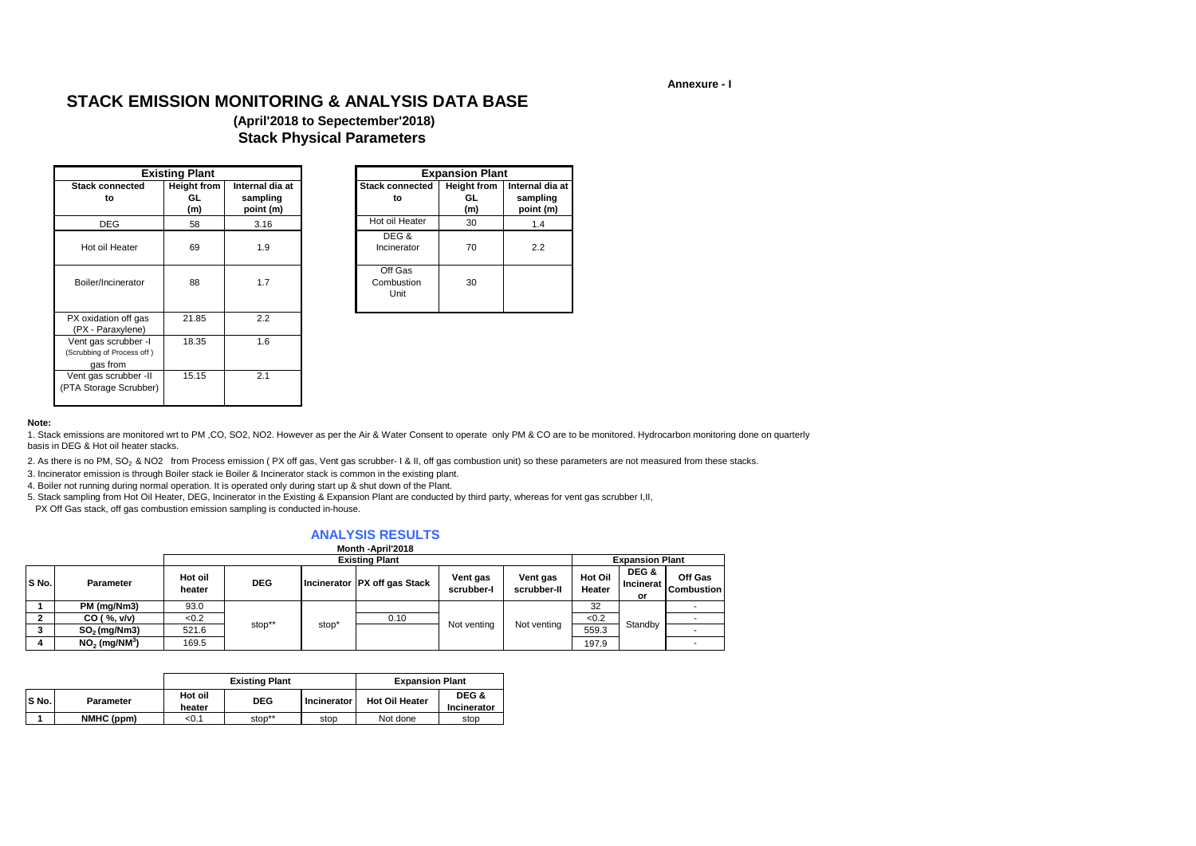Annexure - I

# STACK EMISSION MONITORING & ANALYSIS DATA BASE

### (April'2018 to Sepectember'2018)

## Stack Physical Parameters

| Existing Plant | | |
|---|---|---|
| **Stack connected to** | **Height from GL (m)** | **Internal dia at sampling point (m)** |
| DEG | 58 | 3.16 |
| Hot oil Heater | 69 | 1.9 |
| Boiler/Incinerator | 88 | 1.7 |
| PX oxidation off gas (PX - Paraxylene) | 21.85 | 2.2 |
| Vent gas scrubber -I (Scrubbing of Process off ) gas from | 18.35 | 1.6 |
| Vent gas scrubber -II (PTA Storage Scrubber) | 15.15 | 2.1 |

| Expansion Plant | | |
|---|---|---|
| **Stack connected to** | **Height from GL (m)** | **Internal dia at sampling point (m)** |
| Hot oil Heater | 30 | 1.4 |
| DEG & Incinerator | 70 | 2.2 |
| Off Gas Combustion Unit | 30 | |

**Note:**

1. Stack emissions are monitored wrt to PM ,CO, SO2, NO2. However as per the Air & Water Consent to operate only PM & CO are to be monitored. Hydrocarbon monitoring done on quarterly basis in DEG & Hot oil heater stacks.
2. As there is no PM, $SO_2$ & NO2 from Process emission ( PX off gas, Vent gas scrubber- I & II, off gas combustion unit) so these parameters are not measured from these stacks.
3. Incinerator emission is through Boiler stack ie Boiler & Incinerator stack is common in the existing plant.
4. Boiler not running during normal operation. It is operated only during start up & shut down of the Plant.
5. Stack sampling from Hot Oil Heater, DEG, Incinerator in the Existing & Expansion Plant are conducted by third party, whereas for vent gas scrubber I,II, PX Off Gas stack, off gas combustion emission sampling is conducted in-house.

## ANALYSIS RESULTS

**Month -April'2018**

| S No. | Parameter | Existing Plant | | | | | | Expansion Plant | | |
|---|---|---|---|---|---|---|---|---|---|---|
| | | Hot oil heater | DEG | Incinerator | PX off gas Stack | Vent gas scrubber-I | Vent gas scrubber-II | Hot Oil Heater | DEG & Incinerator | Off Gas Combustion |
| 1 | PM (mg/Nm3) | 93.0 | stop** | stop* | | Not venting | Not venting | 32 | Standby | - |
| 2 | CO ( %, v/v) | <0.2 | | | 0.10 | | | <0.2 | | - |
| 3 | $SO_2$ (mg/Nm3) | 521.6 | | | | | | 559.3 | | - |
| 4 | $NO_2$ (mg/$NM^3$) | 169.5 | | | | | | 197.9 | | - |

| S No. | Parameter | Existing Plant | | | Expansion Plant | |
|---|---|---|---|---|---|---|
| | | Hot oil heater | DEG | Incinerator | Hot Oil Heater | DEG & Incinerator |
| 1 | NMHC (ppm) | <0.1 | stop** | stop | Not done | stop |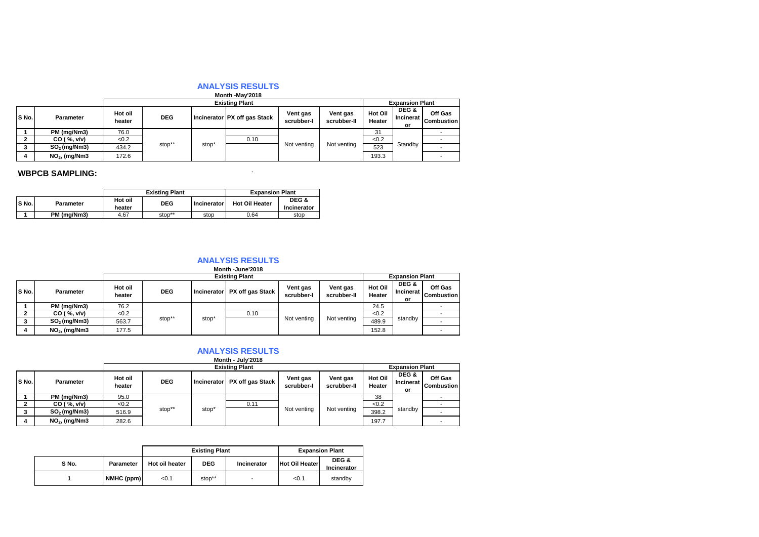## ANALYSIS RESULTS

**Month -May'2018**

| S No. | Parameter | Existing Plant | | | | | | Expansion Plant | | |
|---|---|---|---|---|---|---|---|---|---|---|
| | | Hot oil heater | DEG | Incinerator | PX off gas Stack | Vent gas scrubber-I | Vent gas scrubber-II | Hot Oil Heater | DEG & Incinerator | Off Gas Combustion |
| 1 | PM (mg/Nm3) | 76.0 | stop** | stop* | | Not venting | Not venting | 31 | Standby | - |
| 2 | CO ( %, v/v) | <0.2 | | | 0.10 | | | <0.2 | | - |
| 3 | $SO_2$ (mg/Nm3) | 434.2 | | | | | | 523 | | - |
| 4 | $NO_2$, (mg/Nm3 | 172.6 | | | | | | 193.3 | | - |

**WBPCB SAMPLING:**

| S No. | Parameter | Existing Plant | | | Expansion Plant | |
|---|---|---|---|---|---|---|
| | | Hot oil heater | DEG | Incinerator | Hot Oil Heater | DEG & Incinerator |
| 1 | PM (mg/Nm3) | 4.67 | stop** | stop | 0.64 | stop |

## ANALYSIS RESULTS

**Month -June'2018**

| S No. | Parameter | Existing Plant | | | | | | Expansion Plant | | |
|---|---|---|---|---|---|---|---|---|---|---|
| | | Hot oil heater | DEG | Incinerator | PX off gas Stack | Vent gas scrubber-I | Vent gas scrubber-II | Hot Oil Heater | DEG & Incinerator | Off Gas Combustion |
| 1 | PM (mg/Nm3) | 76.2 | stop** | stop* | | Not venting | Not venting | 24.5 | standby | - |
| 2 | CO ( %, v/v) | <0.2 | | | 0.10 | | | <0.2 | | - |
| 3 | $SO_2$ (mg/Nm3) | 563.7 | | | | | | 489.9 | | - |
| 4 | $NO_2$, (mg/Nm3 | 177.5 | | | | | | 152.8 | | - |

## ANALYSIS RESULTS

**Month - July'2018**

| S No. | Parameter | Existing Plant | | | | | | Expansion Plant | | |
|---|---|---|---|---|---|---|---|---|---|---|
| | | Hot oil heater | DEG | Incinerator | PX off gas Stack | Vent gas scrubber-I | Vent gas scrubber-II | Hot Oil Heater | DEG & Incinerator | Off Gas Combustion |
| 1 | PM (mg/Nm3) | 95.0 | stop** | stop* | | Not venting | Not venting | 38 | standby | - |
| 2 | CO ( %, v/v) | <0.2 | | | 0.11 | | | <0.2 | | - |
| 3 | $SO_2$ (mg/Nm3) | 516.9 | | | | | | 398.2 | | - |
| 4 | $NO_2$, (mg/Nm3 | 282.6 | | | | | | 197.7 | | - |

| S No. | Parameter | Existing Plant | | | Expansion Plant | |
|---|---|---|---|---|---|---|
| | | Hot oil heater | DEG | Incinerator | Hot Oil Heater | DEG & Incinerator |
| 1 | NMHC (ppm) | <0.1 | stop** | - | <0.1 | standby |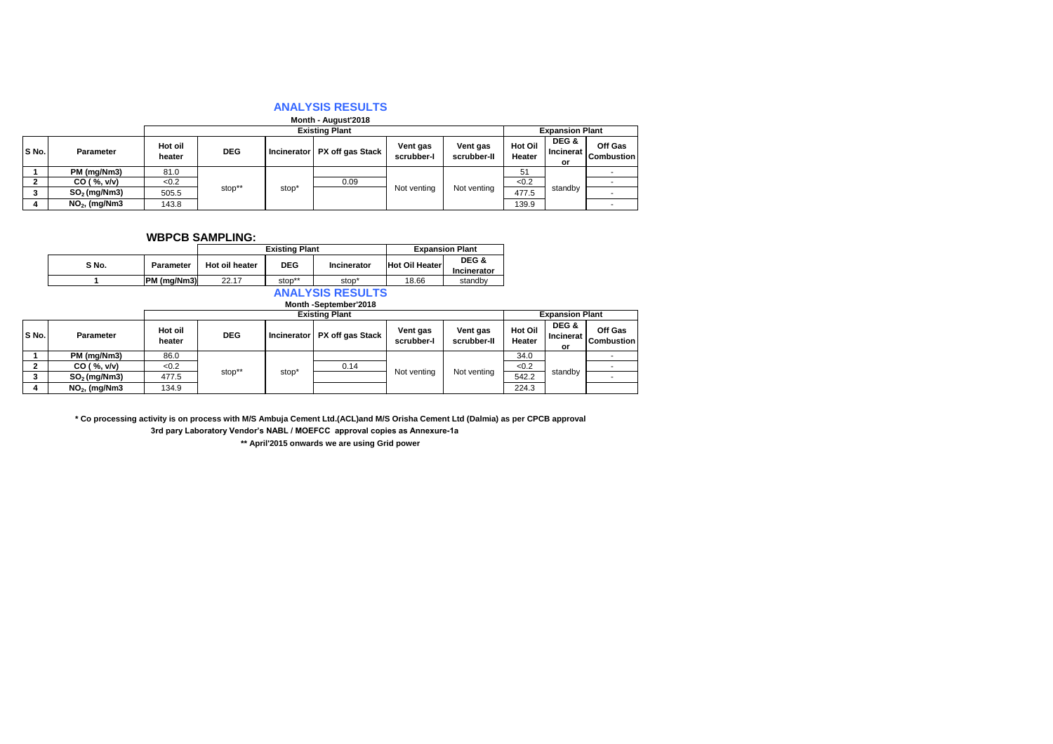## ANALYSIS RESULTS

**Month - August'2018**

| S No. | Parameter | Existing Plant | | | | | | Expansion Plant | | |
|---|---|---|---|---|---|---|---|---|---|---|
| | | Hot oil heater | DEG | Incinerator | PX off gas Stack | Vent gas scrubber-I | Vent gas scrubber-II | Hot Oil Heater | DEG & Incinerator | Off Gas Combustion |
| 1 | PM (mg/Nm3) | 81.0 | stop** | stop* | | Not venting | Not venting | 51 | standby | - |
| 2 | CO ( %, v/v) | <0.2 | | | 0.09 | | | <0.2 | | - |
| 3 | $SO_2$ (mg/Nm3) | 505.5 | | | | | | 477.5 | | - |
| 4 | $NO_2$, (mg/Nm3 | 143.8 | | | | | | 139.9 | | - |

## WBPCB SAMPLING:

| S No. | Parameter | Existing Plant | | | Expansion Plant | |
|---|---|---|---|---|---|---|
| | | Hot oil heater | DEG | Incinerator | Hot Oil Heater | DEG & Incinerator |
| 1 | PM (mg/Nm3) | 22.17 | stop** | stop* | 18.66 | standby |

## ANALYSIS RESULTS

**Month -September'2018**

| S No. | Parameter | Existing Plant | | | | | | Expansion Plant | | |
|---|---|---|---|---|---|---|---|---|---|---|
| | | Hot oil heater | DEG | Incinerator | PX off gas Stack | Vent gas scrubber-I | Vent gas scrubber-II | Hot Oil Heater | DEG & Incinerator | Off Gas Combustion |
| 1 | PM (mg/Nm3) | 86.0 | stop** | stop* | | Not venting | Not venting | 34.0 | standby | - |
| 2 | CO ( %, v/v) | <0.2 | | | 0.14 | | | <0.2 | | - |
| 3 | $SO_2$ (mg/Nm3) | 477.5 | | | | | | 542.2 | | - |
| 4 | $NO_2$, (mg/Nm3 | 134.9 | | | | | | 224.3 | | |

**\* Co processing activity is on process with M/S Ambuja Cement Ltd.(ACL)and M/S Orisha Cement Ltd (Dalmia) as per CPCB approval**

**3rd pary Laboratory Vendor's NABL / MOEFCC approval copies as Annexure-1a**

**\*\* April'2015 onwards we are using Grid power**